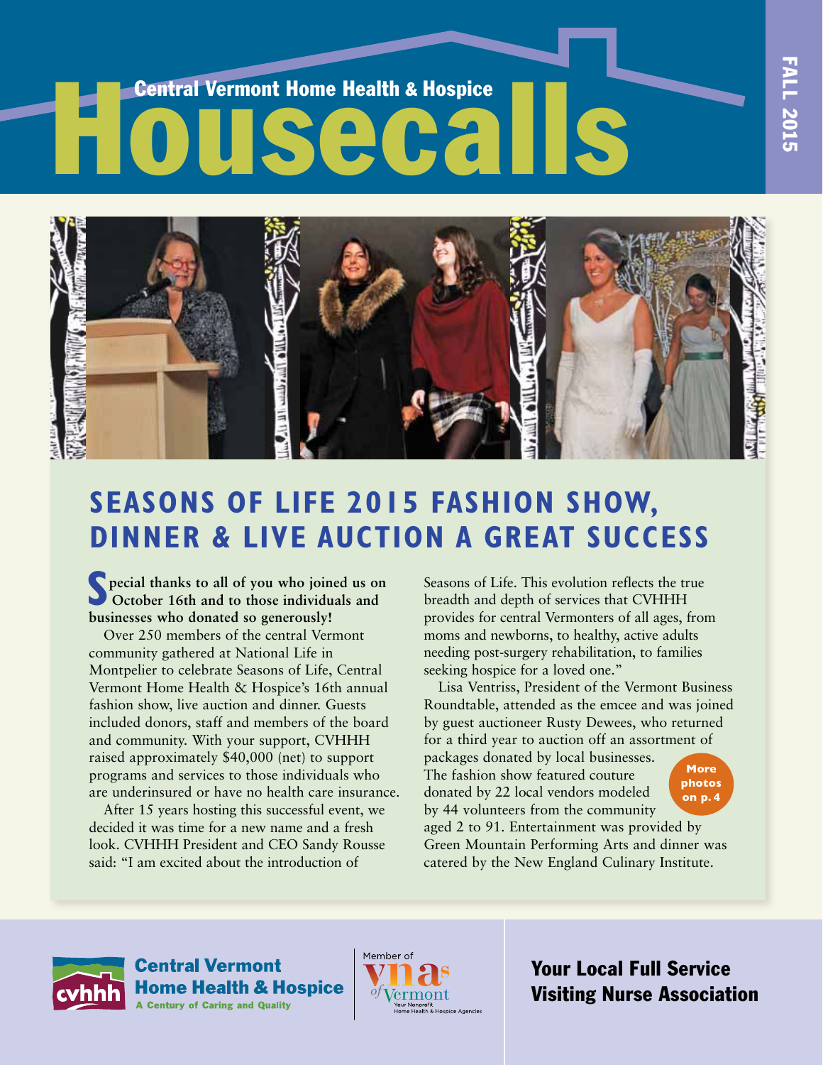# Central Vermont Home Health & Hospice Housecalls

FALL 2015

## SEASONS OF LIFE 2015 FASHION SHOW, DINNER & LIVE AUCTION A GREAT SUCCESS

**Special thanks to all of you who joined us on October 16th and to those individuals and businesses who donated so generously!**

Over 250 members of the central Vermont community gathered at National Life in Montpelier to celebrate Seasons of Life, Central Vermont Home Health & Hospice's 16th annual fashion show, live auction and dinner. Guests included donors, staff and members of the board and community. With your support, CVHHH raised approximately $40,000 (net) to support programs and services to those individuals who are underinsured or have no health care insurance.

After 15 years hosting this successful event, we decided it was time for a new name and a fresh look. CVHHH President and CEO Sandy Rousse said: "I am excited about the introduction of Seasons of Life. This evolution reflects the true breadth and depth of services that CVHHH provides for central Vermonters of all ages, from moms and newborns, to healthy, active adults needing post-surgery rehabilitation, to families seeking hospice for a loved one."

Lisa Ventriss, President of the Vermont Business Roundtable, attended as the emcee and was joined by guest auctioneer Rusty Dewees, who returned for a third year to auction off an assortment of packages donated by local businesses. The fashion show featured couture donated by 22 local vendors modeled by 44 volunteers from the community aged 2 to 91. Entertainment was provided by Green Mountain Performing Arts and dinner was catered by the New England Culinary Institute.

More photos on p. 4

Central Vermont Home Health & Hospice
A Century of Caring and Quality

Member of VNAs of Vermont
Your Nonprofit Home Health & Hospice Agencies

Your Local Full Service Visiting Nurse Association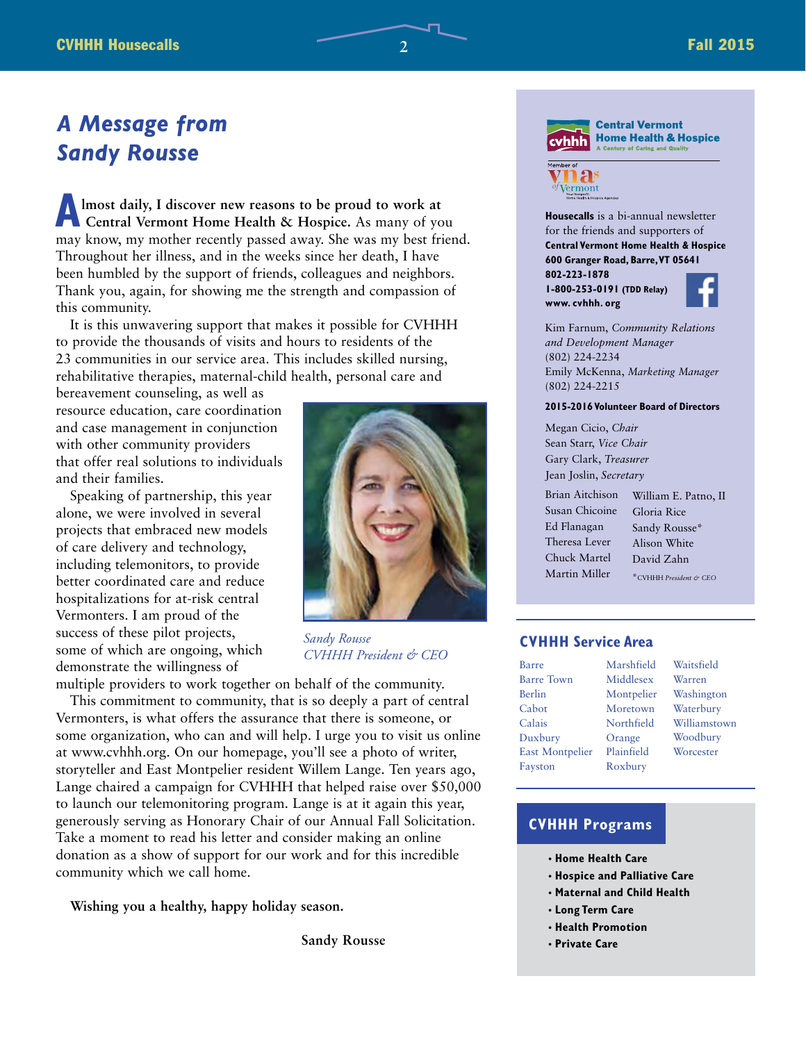# A Message from Sandy Rousse

**Almost daily, I discover new reasons to be proud to work at Central Vermont Home Health & Hospice.** As many of you may know, my mother recently passed away. She was my best friend. Throughout her illness, and in the weeks since her death, I have been humbled by the support of friends, colleagues and neighbors. Thank you, again, for showing me the strength and compassion of this community.

It is this unwavering support that makes it possible for CVHHH to provide the thousands of visits and hours to residents of the 23 communities in our service area. This includes skilled nursing, rehabilitative therapies, maternal-child health, personal care and bereavement counseling, as well as resource education, care coordination and case management in conjunction with other community providers that offer real solutions to individuals and their families.

Speaking of partnership, this year alone, we were involved in several projects that embraced new models of care delivery and technology, including telemonitors, to provide better coordinated care and reduce hospitalizations for at-risk central Vermonters. I am proud of the success of these pilot projects, some of which are ongoing, which demonstrate the willingness of multiple providers to work together on behalf of the community.

*Sandy Rousse*
*CVHHH President & CEO*

This commitment to community, that is so deeply a part of central Vermonters, is what offers the assurance that there is someone, or some organization, who can and will help. I urge you to visit us online at www.cvhhh.org. On our homepage, you'll see a photo of writer, storyteller and East Montpelier resident Willem Lange. Ten years ago, Lange chaired a campaign for CVHHH that helped raise over $50,000 to launch our telemonitoring program. Lange is at it again this year, generously serving as Honorary Chair of our Annual Fall Solicitation. Take a moment to read his letter and consider making an online donation as a show of support for our work and for this incredible community which we call home.

**Wishing you a healthy, happy holiday season.**

**Sandy Rousse**

---

**Central Vermont Home Health & Hospice**
A Century of Caring and Quality

Member of vnas of Vermont — Your Nonprofit Home Health & Hospice Agencies

**Housecalls** is a bi-annual newsletter for the friends and supporters of **Central Vermont Home Health & Hospice**
**600 Granger Road, Barre, VT 05641**
**802-223-1878**
**1-800-253-0191 (TDD Relay)**
**www.cvhhh.org**

Kim Farnum, *Community Relations and Development Manager*
(802) 224-2234
Emily McKenna, *Marketing Manager*
(802) 224-2215

**2015-2016 Volunteer Board of Directors**

Megan Cicio, *Chair*
Sean Starr, *Vice Chair*
Gary Clark, *Treasurer*
Jean Joslin, *Secretary*

Brian Aitchison
Susan Chicoine
Ed Flanagan
Theresa Lever
Chuck Martel
Martin Miller
William E. Patno, II
Gloria Rice
Sandy Rousse*
Alison White
David Zahn

*CVHHH *President & CEO*

## CVHHH Service Area

Barre, Barre Town, Berlin, Cabot, Calais, Duxbury, East Montpelier, Fayston, Marshfield, Middlesex, Montpelier, Moretown, Northfield, Orange, Plainfield, Roxbury, Waitsfield, Warren, Washington, Waterbury, Williamstown, Woodbury, Worcester

## CVHHH Programs

- **Home Health Care**
- **Hospice and Palliative Care**
- **Maternal and Child Health**
- **Long Term Care**
- **Health Promotion**
- **Private Care**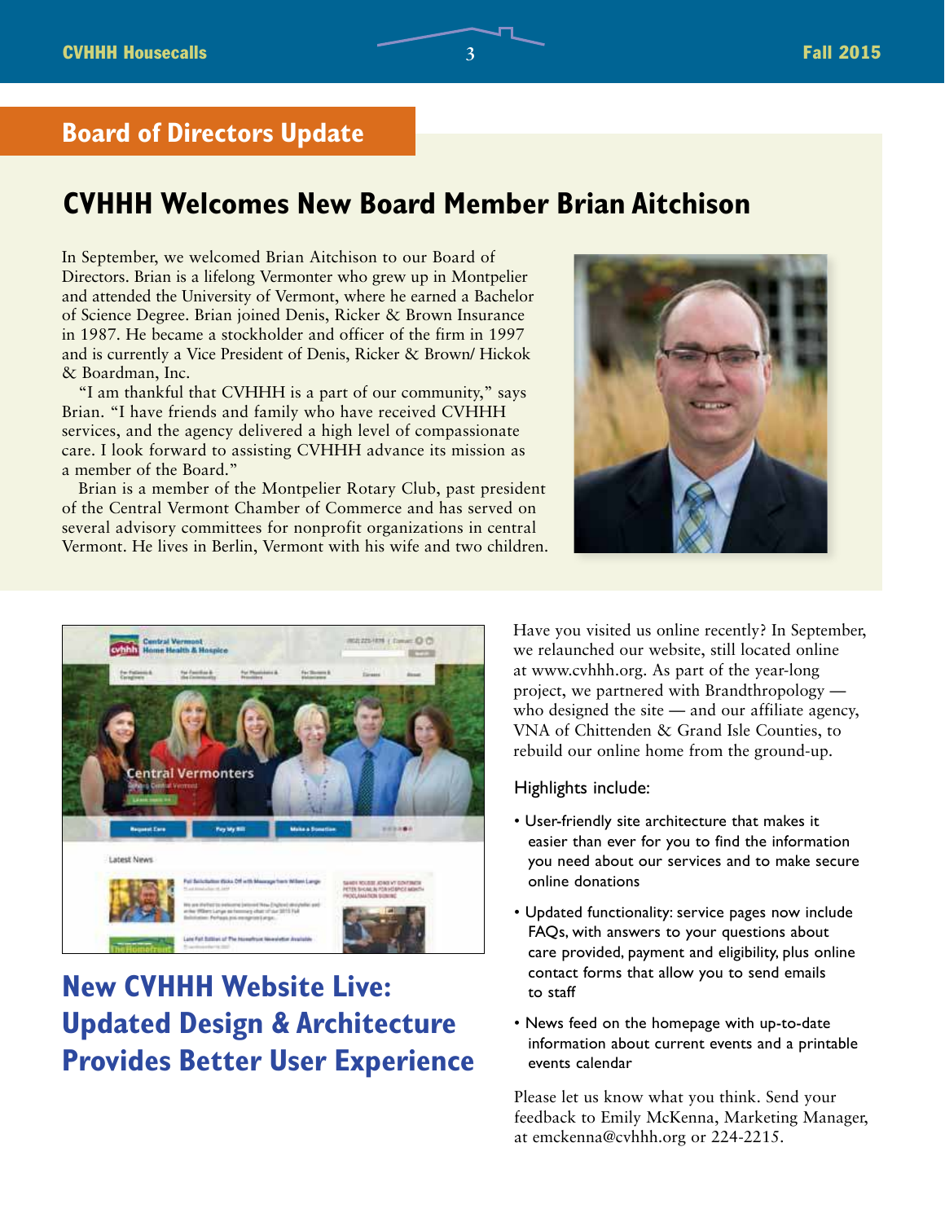## Board of Directors Update

# CVHHH Welcomes New Board Member Brian Aitchison

In September, we welcomed Brian Aitchison to our Board of Directors. Brian is a lifelong Vermonter who grew up in Montpelier and attended the University of Vermont, where he earned a Bachelor of Science Degree. Brian joined Denis, Ricker & Brown Insurance in 1987. He became a stockholder and officer of the firm in 1997 and is currently a Vice President of Denis, Ricker & Brown/ Hickok & Boardman, Inc.

"I am thankful that CVHHH is a part of our community," says Brian. "I have friends and family who have received CVHHH services, and the agency delivered a high level of compassionate care. I look forward to assisting CVHHH advance its mission as a member of the Board."

Brian is a member of the Montpelier Rotary Club, past president of the Central Vermont Chamber of Commerce and has served on several advisory committees for nonprofit organizations in central Vermont. He lives in Berlin, Vermont with his wife and two children.

# New CVHHH Website Live: Updated Design & Architecture Provides Better User Experience

Have you visited us online recently? In September, we relaunched our website, still located online at www.cvhhh.org. As part of the year-long project, we partnered with Brandthropology — who designed the site — and our affiliate agency, VNA of Chittenden & Grand Isle Counties, to rebuild our online home from the ground-up.

Highlights include:

- User-friendly site architecture that makes it easier than ever for you to find the information you need about our services and to make secure online donations
- Updated functionality: service pages now include FAQs, with answers to your questions about care provided, payment and eligibility, plus online contact forms that allow you to send emails to staff
- News feed on the homepage with up-to-date information about current events and a printable events calendar

Please let us know what you think. Send your feedback to Emily McKenna, Marketing Manager, at emckenna@cvhhh.org or 224-2215.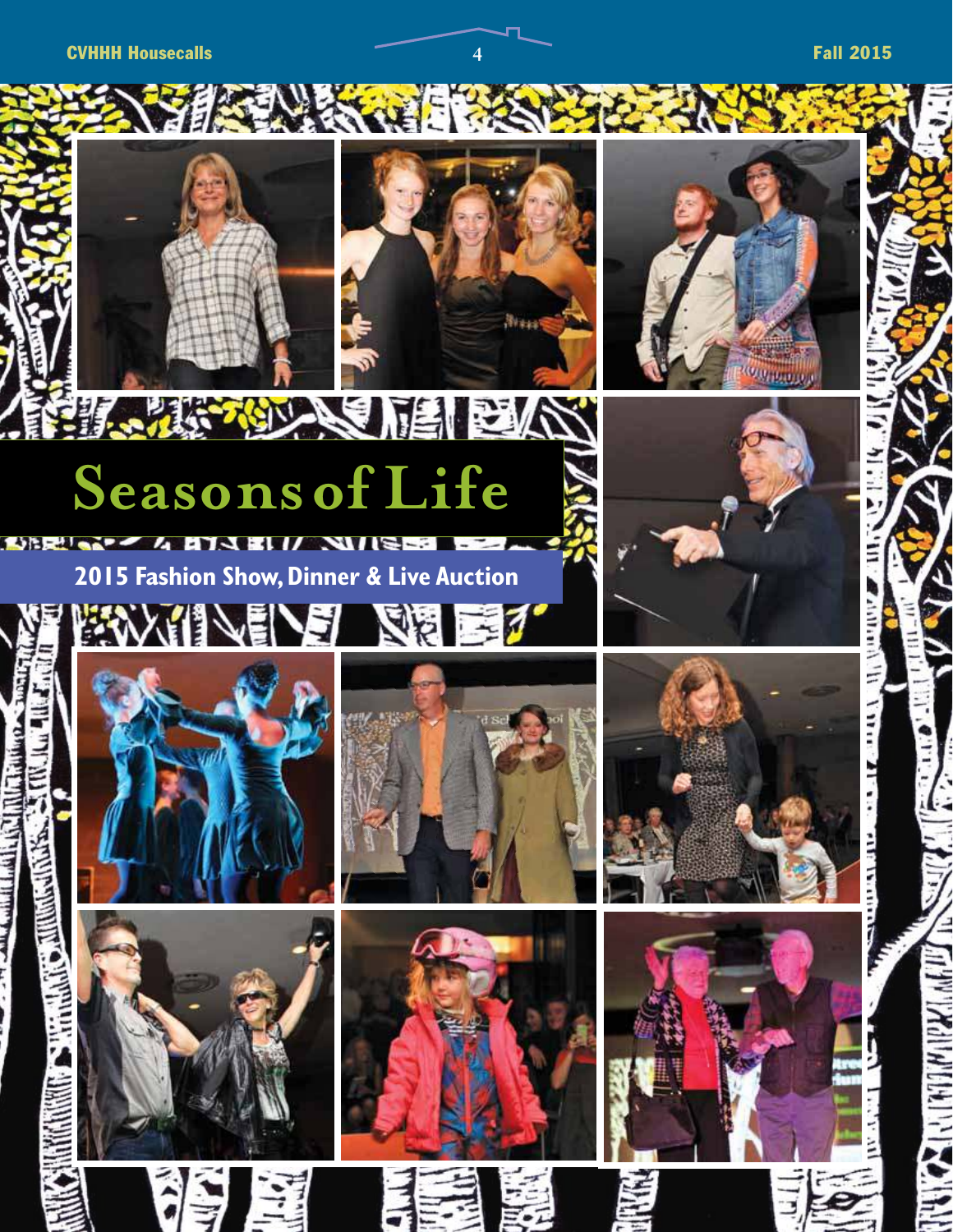# Seasons of Life

## 2015 Fashion Show, Dinner & Live Auction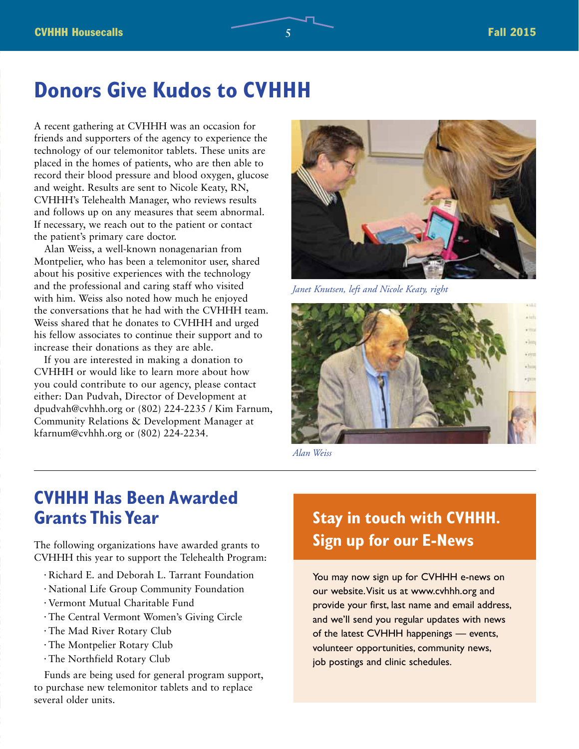# Donors Give Kudos to CVHHH

A recent gathering at CVHHH was an occasion for friends and supporters of the agency to experience the technology of our telemonitor tablets. These units are placed in the homes of patients, who are then able to record their blood pressure and blood oxygen, glucose and weight. Results are sent to Nicole Keaty, RN, CVHHH's Telehealth Manager, who reviews results and follows up on any measures that seem abnormal. If necessary, we reach out to the patient or contact the patient's primary care doctor.

Alan Weiss, a well-known nonagenarian from Montpelier, who has been a telemonitor user, shared about his positive experiences with the technology and the professional and caring staff who visited with him. Weiss also noted how much he enjoyed the conversations that he had with the CVHHH team. Weiss shared that he donates to CVHHH and urged his fellow associates to continue their support and to increase their donations as they are able.

If you are interested in making a donation to CVHHH or would like to learn more about how you could contribute to our agency, please contact either: Dan Pudvah, Director of Development at dpudvah@cvhhh.org or (802) 224-2235 / Kim Farnum, Community Relations & Development Manager at kfarnum@cvhhh.org or (802) 224-2234.

*Janet Knutsen, left and Nicole Keaty, right*

*Alan Weiss*

## CVHHH Has Been Awarded Grants This Year

The following organizations have awarded grants to CVHHH this year to support the Telehealth Program:

- Richard E. and Deborah L. Tarrant Foundation
- National Life Group Community Foundation
- Vermont Mutual Charitable Fund
- The Central Vermont Women's Giving Circle
- The Mad River Rotary Club
- The Montpelier Rotary Club
- The Northfield Rotary Club

Funds are being used for general program support, to purchase new telemonitor tablets and to replace several older units.

## Stay in touch with CVHHH. Sign up for our E-News

You may now sign up for CVHHH e-news on our website. Visit us at www.cvhhh.org and provide your first, last name and email address, and we'll send you regular updates with news of the latest CVHHH happenings — events, volunteer opportunities, community news, job postings and clinic schedules.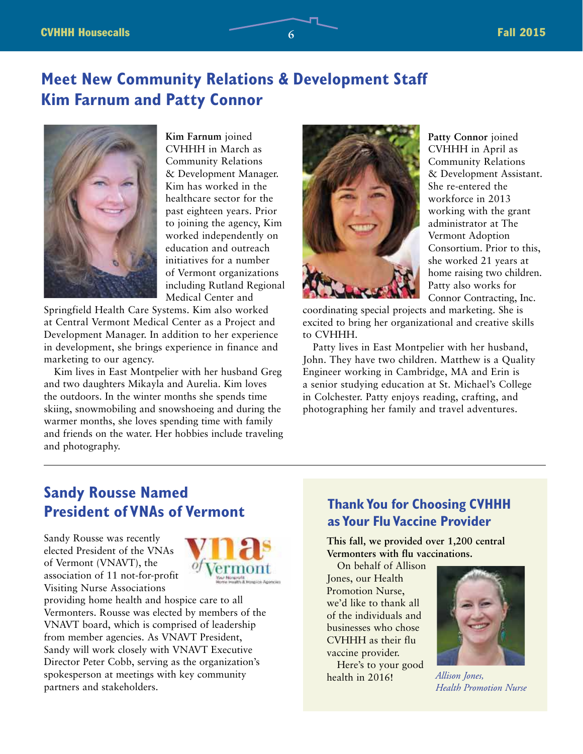## Meet New Community Relations & Development Staff Kim Farnum and Patty Connor

**Kim Farnum** joined CVHHH in March as Community Relations & Development Manager. Kim has worked in the healthcare sector for the past eighteen years. Prior to joining the agency, Kim worked independently on education and outreach initiatives for a number of Vermont organizations including Rutland Regional Medical Center and Springfield Health Care Systems. Kim also worked at Central Vermont Medical Center as a Project and Development Manager. In addition to her experience in development, she brings experience in finance and marketing to our agency.

Kim lives in East Montpelier with her husband Greg and two daughters Mikayla and Aurelia. Kim loves the outdoors. In the winter months she spends time skiing, snowmobiling and snowshoeing and during the warmer months, she loves spending time with family and friends on the water. Her hobbies include traveling and photography.

**Patty Connor** joined CVHHH in April as Community Relations & Development Assistant. She re-entered the workforce in 2013 working with the grant administrator at The Vermont Adoption Consortium. Prior to this, she worked 21 years at home raising two children. Patty also works for Connor Contracting, Inc. coordinating special projects and marketing. She is excited to bring her organizational and creative skills to CVHHH.

Patty lives in East Montpelier with her husband, John. They have two children. Matthew is a Quality Engineer working in Cambridge, MA and Erin is a senior studying education at St. Michael's College in Colchester. Patty enjoys reading, crafting, and photographing her family and travel adventures.

---

## Sandy Rousse Named President of VNAs of Vermont

Sandy Rousse was recently elected President of the VNAs of Vermont (VNAVT), the association of 11 not-for-profit Visiting Nurse Associations providing home health and hospice care to all Vermonters. Rousse was elected by members of the VNAVT board, which is comprised of leadership from member agencies. As VNAVT President, Sandy will work closely with VNAVT Executive Director Peter Cobb, serving as the organization's spokesperson at meetings with key community partners and stakeholders.

## Thank You for Choosing CVHHH as Your Flu Vaccine Provider

**This fall, we provided over 1,200 central Vermonters with flu vaccinations.**

On behalf of Allison Jones, our Health Promotion Nurse, we'd like to thank all of the individuals and businesses who chose CVHHH as their flu vaccine provider.

Here's to your good health in 2016!

*Allison Jones, Health Promotion Nurse*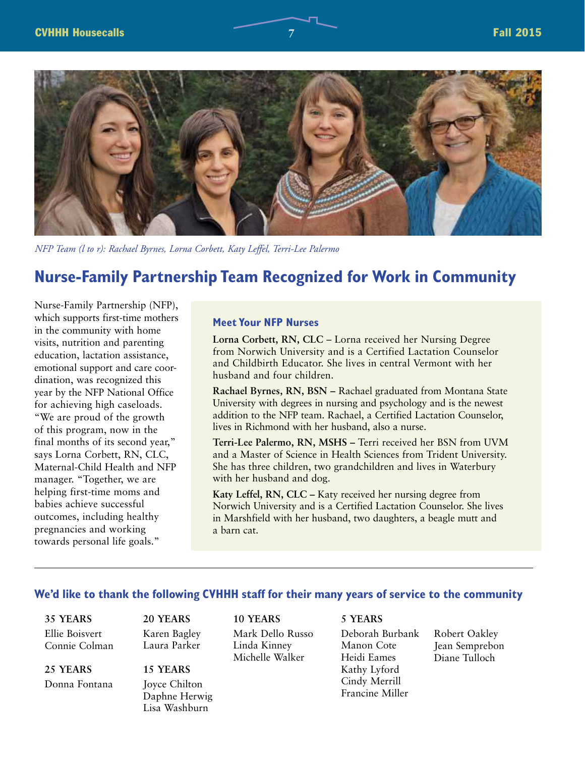*NFP Team (l to r): Rachael Byrnes, Lorna Corbett, Katy Leffel, Terri-Lee Palermo*

# Nurse-Family Partnership Team Recognized for Work in Community

Nurse-Family Partnership (NFP), which supports first-time mothers in the community with home visits, nutrition and parenting education, lactation assistance, emotional support and care coordination, was recognized this year by the NFP National Office for achieving high caseloads. "We are proud of the growth of this program, now in the final months of its second year," says Lorna Corbett, RN, CLC, Maternal-Child Health and NFP manager. "Together, we are helping first-time moms and babies achieve successful outcomes, including healthy pregnancies and working towards personal life goals."

### Meet Your NFP Nurses

**Lorna Corbett, RN, CLC –** Lorna received her Nursing Degree from Norwich University and is a Certified Lactation Counselor and Childbirth Educator. She lives in central Vermont with her husband and four children.

**Rachael Byrnes, RN, BSN –** Rachael graduated from Montana State University with degrees in nursing and psychology and is the newest addition to the NFP team. Rachael, a Certified Lactation Counselor, lives in Richmond with her husband, also a nurse.

**Terri-Lee Palermo, RN, MSHS –** Terri received her BSN from UVM and a Master of Science in Health Sciences from Trident University. She has three children, two grandchildren and lives in Waterbury with her husband and dog.

**Katy Leffel, RN, CLC –** Katy received her nursing degree from Norwich University and is a Certified Lactation Counselor. She lives in Marshfield with her husband, two daughters, a beagle mutt and a barn cat.

---

## We'd like to thank the following CVHHH staff for their many years of service to the community

**35 YEARS**
Ellie Boisvert
Connie Colman

**25 YEARS**
Donna Fontana

**20 YEARS**
Karen Bagley
Laura Parker

**15 YEARS**
Joyce Chilton
Daphne Herwig
Lisa Washburn

**10 YEARS**
Mark Dello Russo
Linda Kinney
Michelle Walker

**5 YEARS**
Deborah Burbank
Manon Cote
Heidi Eames
Kathy Lyford
Cindy Merrill
Francine Miller
Robert Oakley
Jean Semprebon
Diane Tulloch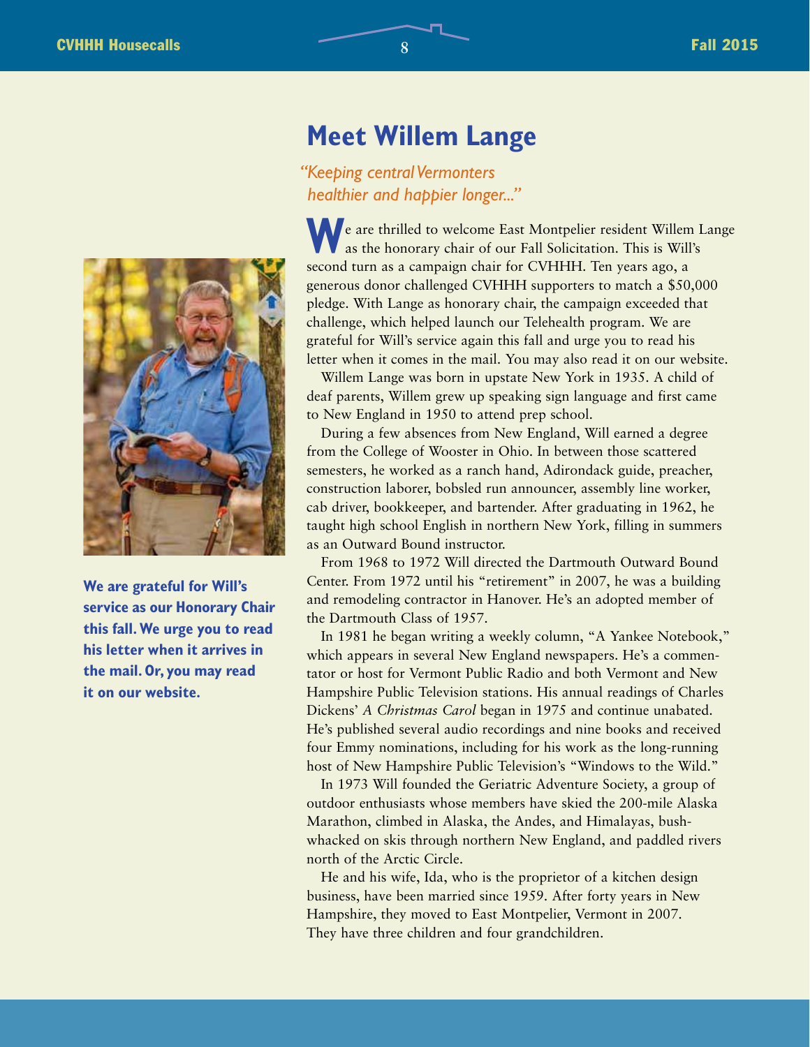# Meet Willem Lange

*"Keeping central Vermonters healthier and happier longer..."*

We are thrilled to welcome East Montpelier resident Willem Lange as the honorary chair of our Fall Solicitation. This is Will's second turn as a campaign chair for CVHHH. Ten years ago, a generous donor challenged CVHHH supporters to match a $50,000 pledge. With Lange as honorary chair, the campaign exceeded that challenge, which helped launch our Telehealth program. We are grateful for Will's service again this fall and urge you to read his letter when it comes in the mail. You may also read it on our website.

Willem Lange was born in upstate New York in 1935. A child of deaf parents, Willem grew up speaking sign language and first came to New England in 1950 to attend prep school.

During a few absences from New England, Will earned a degree from the College of Wooster in Ohio. In between those scattered semesters, he worked as a ranch hand, Adirondack guide, preacher, construction laborer, bobsled run announcer, assembly line worker, cab driver, bookkeeper, and bartender. After graduating in 1962, he taught high school English in northern New York, filling in summers as an Outward Bound instructor.

From 1968 to 1972 Will directed the Dartmouth Outward Bound Center. From 1972 until his "retirement" in 2007, he was a building and remodeling contractor in Hanover. He's an adopted member of the Dartmouth Class of 1957.

In 1981 he began writing a weekly column, "A Yankee Notebook," which appears in several New England newspapers. He's a commentator or host for Vermont Public Radio and both Vermont and New Hampshire Public Television stations. His annual readings of Charles Dickens' *A Christmas Carol* began in 1975 and continue unabated. He's published several audio recordings and nine books and received four Emmy nominations, including for his work as the long-running host of New Hampshire Public Television's "Windows to the Wild."

In 1973 Will founded the Geriatric Adventure Society, a group of outdoor enthusiasts whose members have skied the 200-mile Alaska Marathon, climbed in Alaska, the Andes, and Himalayas, bushwhacked on skis through northern New England, and paddled rivers north of the Arctic Circle.

He and his wife, Ida, who is the proprietor of a kitchen design business, have been married since 1959. After forty years in New Hampshire, they moved to East Montpelier, Vermont in 2007. They have three children and four grandchildren.

**We are grateful for Will's service as our Honorary Chair this fall. We urge you to read his letter when it arrives in the mail. Or, you may read it on our website.**